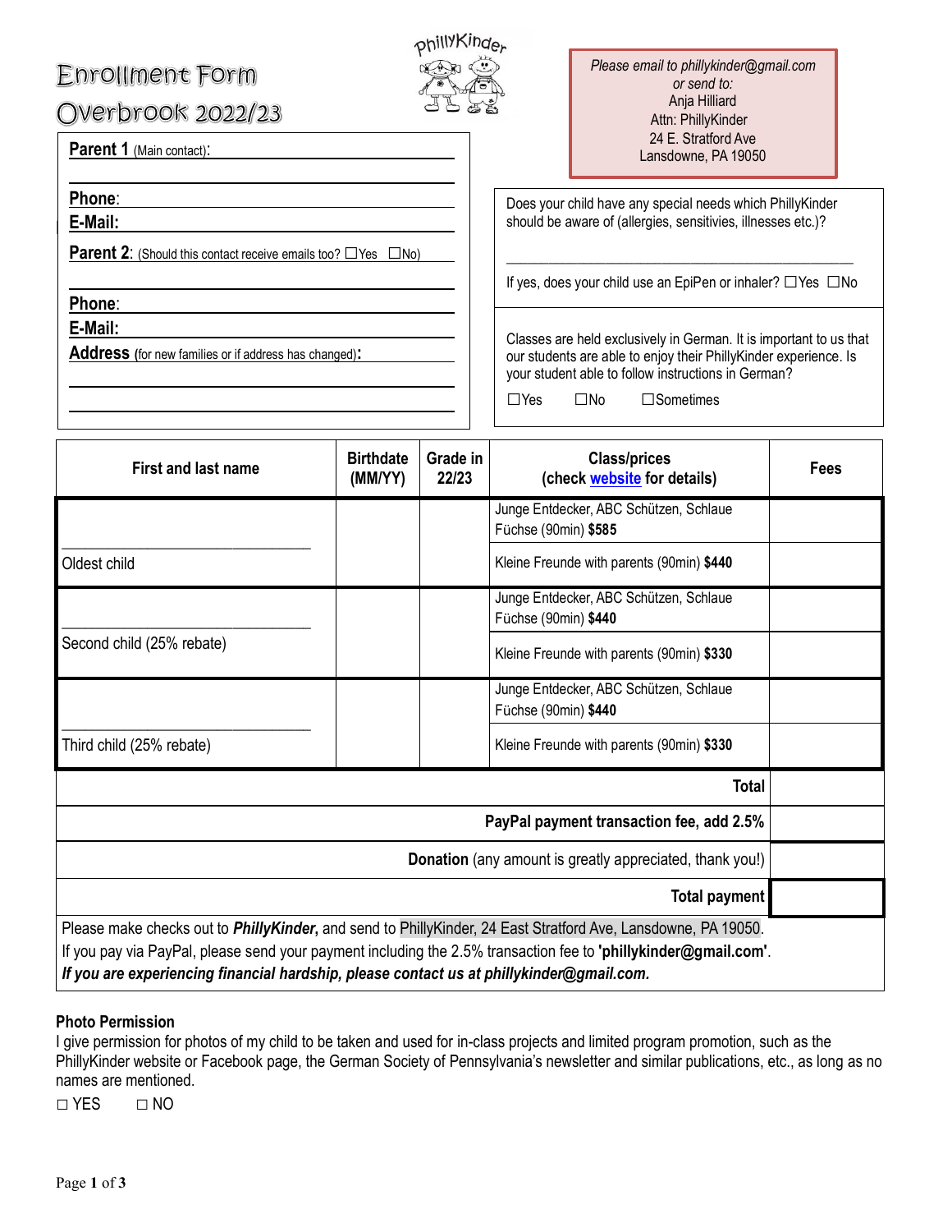# Enrollment Form

## Overbrook 2022/23

PhillyKinder

*Please email to phillykinder@gmail.com*
*or send to:*
Anja Hilliard
Attn: PhillyKinder
24 E. Stratford Ave
Lansdowne, PA 19050

**Parent 1** (Main contact):

**Phone**:

**E-Mail:**

**Parent 2**: (Should this contact receive emails too? ☐Yes ☐No)

**Phone**:

**E-Mail:**

**Address** (for new families or if address has changed)**:**

Does your child have any special needs which PhillyKinder should be aware of (allergies, sensitivities, illnesses etc.)?

If yes, does your child use an EpiPen or inhaler? ☐Yes ☐No

Classes are held exclusively in German. It is important to us that our students are able to enjoy their PhillyKinder experience. Is your student able to follow instructions in German?

☐Yes ☐No ☐Sometimes

| First and last name | Birthdate (MM/YY) | Grade in 22/23 | Class/prices (check website for details) | Fees |
|---|---|---|---|---|
| Oldest child | | | Junge Entdecker, ABC Schützen, Schlaue Füchse (90min) **$585** | |
| | | | Kleine Freunde with parents (90min) **$440** | |
| Second child (25% rebate) | | | Junge Entdecker, ABC Schützen, Schlaue Füchse (90min) **$440** | |
| | | | Kleine Freunde with parents (90min) **$330** | |
| Third child (25% rebate) | | | Junge Entdecker, ABC Schützen, Schlaue Füchse (90min) **$440** | |
| | | | Kleine Freunde with parents (90min) **$330** | |
| | | | **Total** | |
| | | | **PayPal payment transaction fee, add 2.5%** | |
| | | | **Donation** (any amount is greatly appreciated, thank you!) | |
| | | | **Total payment** | |

Please make checks out to ***PhillyKinder***, and send to PhillyKinder, 24 East Stratford Ave, Lansdowne, PA 19050.
If you pay via PayPal, please send your payment including the 2.5% transaction fee to **'phillykinder@gmail.com'**.
***If you are experiencing financial hardship, please contact us at phillykinder@gmail.com.***

**Photo Permission**

I give permission for photos of my child to be taken and used for in-class projects and limited program promotion, such as the PhillyKinder website or Facebook page, the German Society of Pennsylvania's newsletter and similar publications, etc., as long as no names are mentioned.

☐ YES ☐ NO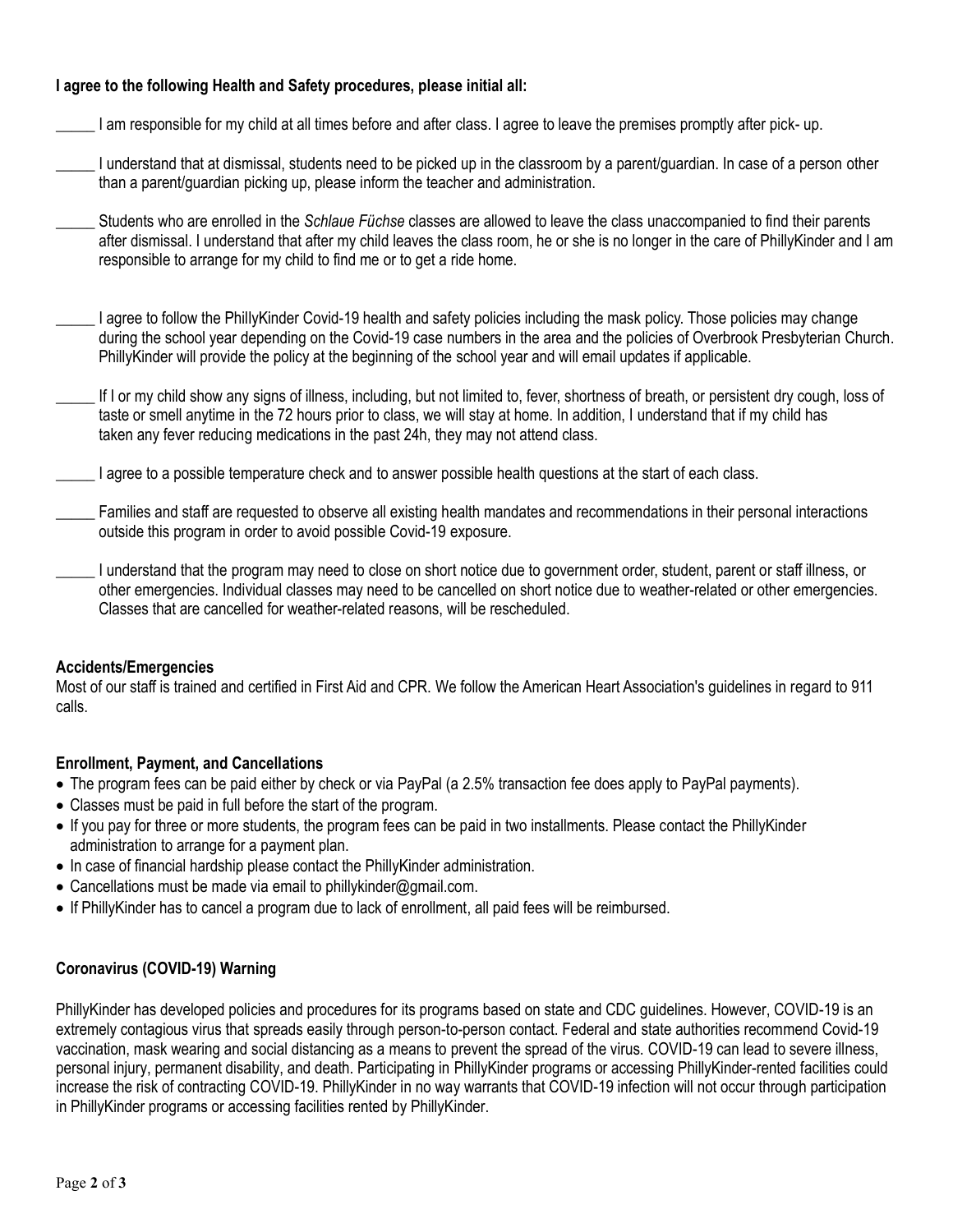**I agree to the following Health and Safety procedures, please initial all:**

_____ I am responsible for my child at all times before and after class. I agree to leave the premises promptly after pick- up.

_____ I understand that at dismissal, students need to be picked up in the classroom by a parent/guardian. In case of a person other than a parent/guardian picking up, please inform the teacher and administration.

_____ Students who are enrolled in the *Schlaue Füchse* classes are allowed to leave the class unaccompanied to find their parents after dismissal. I understand that after my child leaves the class room, he or she is no longer in the care of PhillyKinder and I am responsible to arrange for my child to find me or to get a ride home.

_____ I agree to follow the PhillyKinder Covid-19 health and safety policies including the mask policy. Those policies may change during the school year depending on the Covid-19 case numbers in the area and the policies of Overbrook Presbyterian Church. PhillyKinder will provide the policy at the beginning of the school year and will email updates if applicable.

_____ If I or my child show any signs of illness, including, but not limited to, fever, shortness of breath, or persistent dry cough, loss of taste or smell anytime in the 72 hours prior to class, we will stay at home. In addition, I understand that if my child has taken any fever reducing medications in the past 24h, they may not attend class.

_____ I agree to a possible temperature check and to answer possible health questions at the start of each class.

_____ Families and staff are requested to observe all existing health mandates and recommendations in their personal interactions outside this program in order to avoid possible Covid-19 exposure.

_____ I understand that the program may need to close on short notice due to government order, student, parent or staff illness, or other emergencies. Individual classes may need to be cancelled on short notice due to weather-related or other emergencies. Classes that are cancelled for weather-related reasons, will be rescheduled.

**Accidents/Emergencies**

Most of our staff is trained and certified in First Aid and CPR. We follow the American Heart Association's guidelines in regard to 911 calls.

**Enrollment, Payment, and Cancellations**

- The program fees can be paid either by check or via PayPal (a 2.5% transaction fee does apply to PayPal payments).
- Classes must be paid in full before the start of the program.
- If you pay for three or more students, the program fees can be paid in two installments. Please contact the PhillyKinder administration to arrange for a payment plan.
- In case of financial hardship please contact the PhillyKinder administration.
- Cancellations must be made via email to phillykinder@gmail.com.
- If PhillyKinder has to cancel a program due to lack of enrollment, all paid fees will be reimbursed.

**Coronavirus (COVID-19) Warning**

PhillyKinder has developed policies and procedures for its programs based on state and CDC guidelines. However, COVID-19 is an extremely contagious virus that spreads easily through person-to-person contact. Federal and state authorities recommend Covid-19 vaccination, mask wearing and social distancing as a means to prevent the spread of the virus. COVID-19 can lead to severe illness, personal injury, permanent disability, and death. Participating in PhillyKinder programs or accessing PhillyKinder-rented facilities could increase the risk of contracting COVID-19. PhillyKinder in no way warrants that COVID-19 infection will not occur through participation in PhillyKinder programs or accessing facilities rented by PhillyKinder.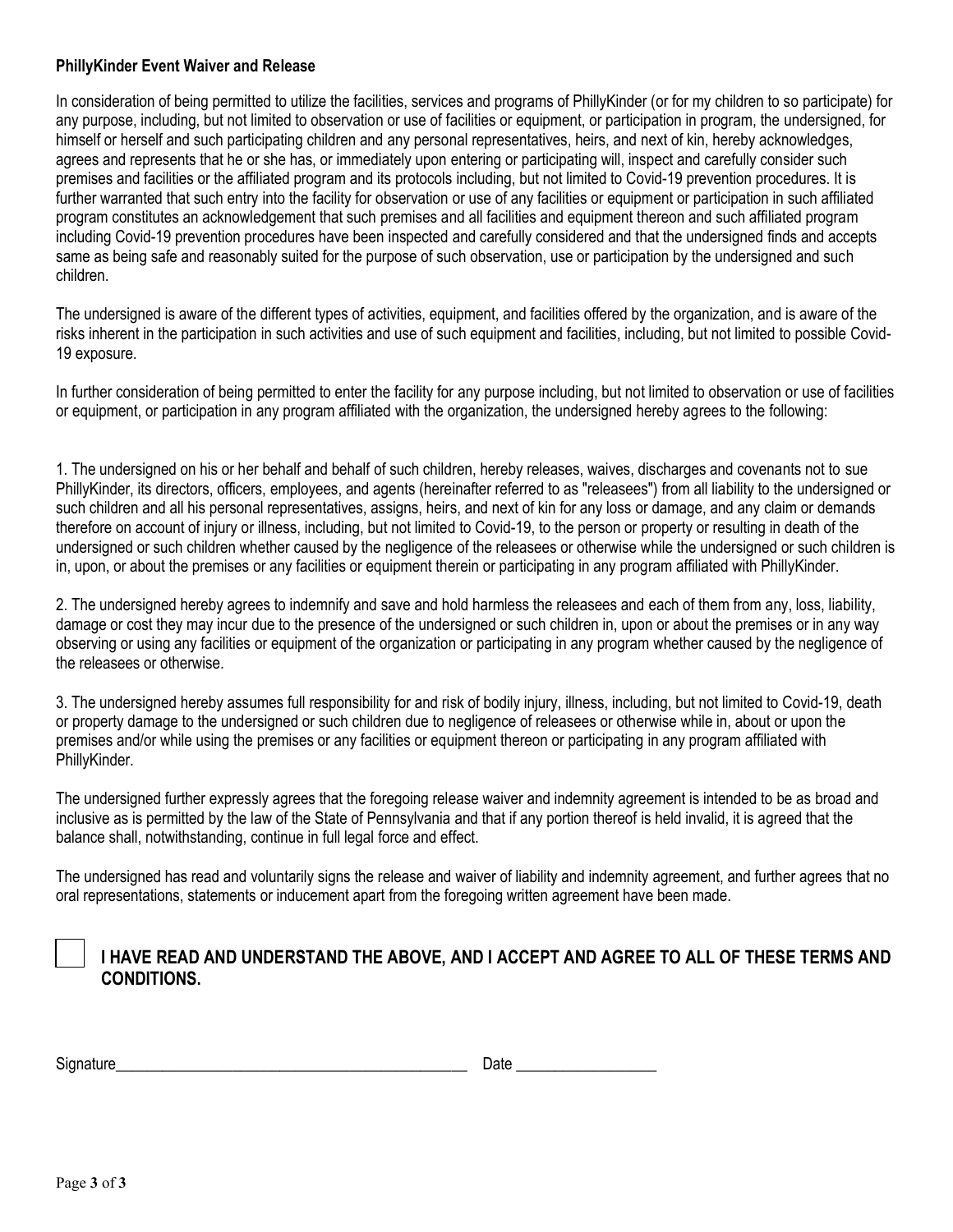**PhillyKinder Event Waiver and Release**

In consideration of being permitted to utilize the facilities, services and programs of PhillyKinder (or for my children to so participate) for any purpose, including, but not limited to observation or use of facilities or equipment, or participation in program, the undersigned, for himself or herself and such participating children and any personal representatives, heirs, and next of kin, hereby acknowledges, agrees and represents that he or she has, or immediately upon entering or participating will, inspect and carefully consider such premises and facilities or the affiliated program and its protocols including, but not limited to Covid-19 prevention procedures. It is further warranted that such entry into the facility for observation or use of any facilities or equipment or participation in such affiliated program constitutes an acknowledgement that such premises and all facilities and equipment thereon and such affiliated program including Covid-19 prevention procedures have been inspected and carefully considered and that the undersigned finds and accepts same as being safe and reasonably suited for the purpose of such observation, use or participation by the undersigned and such children.

The undersigned is aware of the different types of activities, equipment, and facilities offered by the organization, and is aware of the risks inherent in the participation in such activities and use of such equipment and facilities, including, but not limited to possible Covid-19 exposure.

In further consideration of being permitted to enter the facility for any purpose including, but not limited to observation or use of facilities or equipment, or participation in any program affiliated with the organization, the undersigned hereby agrees to the following:

1. The undersigned on his or her behalf and behalf of such children, hereby releases, waives, discharges and covenants not to sue PhillyKinder, its directors, officers, employees, and agents (hereinafter referred to as "releasees") from all liability to the undersigned or such children and all his personal representatives, assigns, heirs, and next of kin for any loss or damage, and any claim or demands therefore on account of injury or illness, including, but not limited to Covid-19, to the person or property or resulting in death of the undersigned or such children whether caused by the negligence of the releasees or otherwise while the undersigned or such children is in, upon, or about the premises or any facilities or equipment therein or participating in any program affiliated with PhillyKinder.

2. The undersigned hereby agrees to indemnify and save and hold harmless the releasees and each of them from any, loss, liability, damage or cost they may incur due to the presence of the undersigned or such children in, upon or about the premises or in any way observing or using any facilities or equipment of the organization or participating in any program whether caused by the negligence of the releasees or otherwise.

3. The undersigned hereby assumes full responsibility for and risk of bodily injury, illness, including, but not limited to Covid-19, death or property damage to the undersigned or such children due to negligence of releasees or otherwise while in, about or upon the premises and/or while using the premises or any facilities or equipment thereon or participating in any program affiliated with PhillyKinder.

The undersigned further expressly agrees that the foregoing release waiver and indemnity agreement is intended to be as broad and inclusive as is permitted by the law of the State of Pennsylvania and that if any portion thereof is held invalid, it is agreed that the balance shall, notwithstanding, continue in full legal force and effect.

The undersigned has read and voluntarily signs the release and waiver of liability and indemnity agreement, and further agrees that no oral representations, statements or inducement apart from the foregoing written agreement have been made.

☐ **I HAVE READ AND UNDERSTAND THE ABOVE, AND I ACCEPT AND AGREE TO ALL OF THESE TERMS AND CONDITIONS.**

Signature_______________________________________________ Date __________________